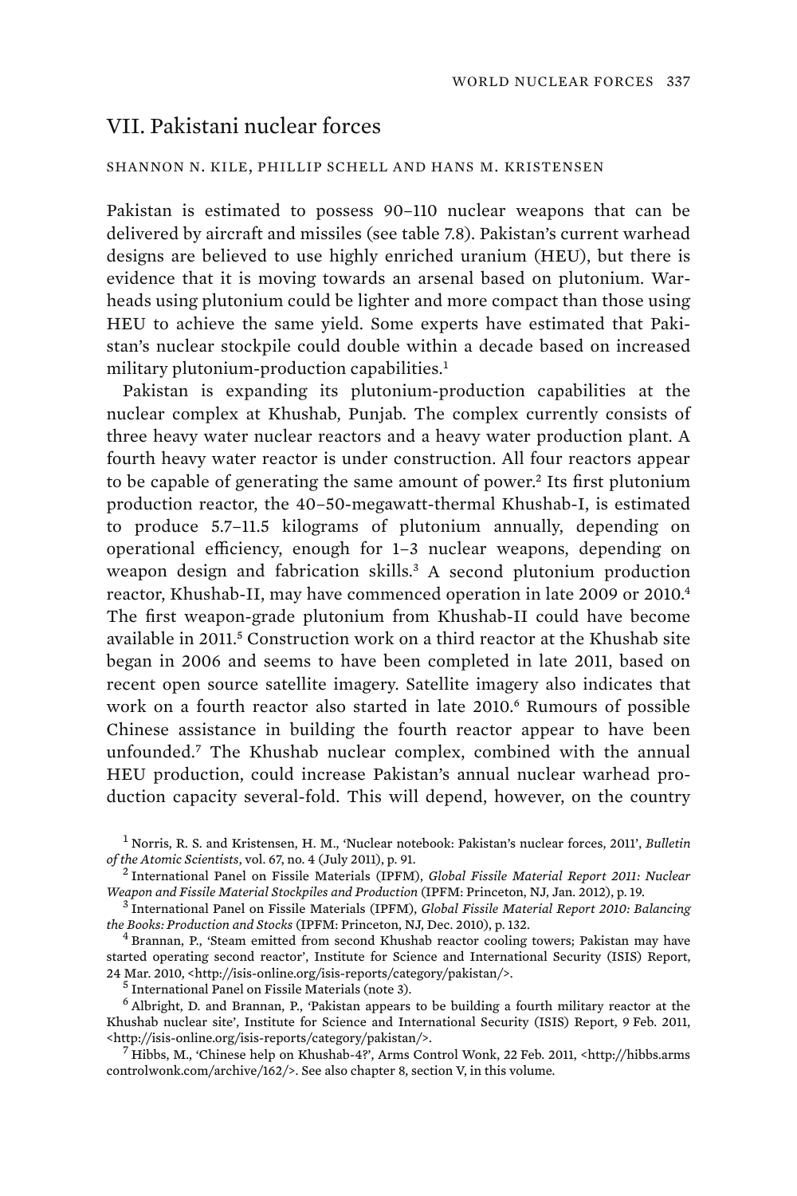## VII. Pakistani nuclear forces

SHANNON N. KILE, PHILLIP SCHELL AND HANS M. KRISTENSEN

Pakistan is estimated to possess 90–110 nuclear weapons that can be delivered by aircraft and missiles (see table 7.8). Pakistan's current warhead designs are believed to use highly enriched uranium (HEU), but there is evidence that it is moving towards an arsenal based on plutonium. Warheads using plutonium could be lighter and more compact than those using HEU to achieve the same yield. Some experts have estimated that Pakistan's nuclear stockpile could double within a decade based on increased military plutonium-production capabilities.[1]

Pakistan is expanding its plutonium-production capabilities at the nuclear complex at Khushab, Punjab. The complex currently consists of three heavy water nuclear reactors and a heavy water production plant. A fourth heavy water reactor is under construction. All four reactors appear to be capable of generating the same amount of power.[2] Its first plutonium production reactor, the 40–50-megawatt-thermal Khushab-I, is estimated to produce 5.7–11.5 kilograms of plutonium annually, depending on operational efficiency, enough for 1–3 nuclear weapons, depending on weapon design and fabrication skills.[3] A second plutonium production reactor, Khushab-II, may have commenced operation in late 2009 or 2010.[4] The first weapon-grade plutonium from Khushab-II could have become available in 2011.[5] Construction work on a third reactor at the Khushab site began in 2006 and seems to have been completed in late 2011, based on recent open source satellite imagery. Satellite imagery also indicates that work on a fourth reactor also started in late 2010.[6] Rumours of possible Chinese assistance in building the fourth reactor appear to have been unfounded.[7] The Khushab nuclear complex, combined with the annual HEU production, could increase Pakistan's annual nuclear warhead production capacity several-fold. This will depend, however, on the country

[1] Norris, R. S. and Kristensen, H. M., 'Nuclear notebook: Pakistan's nuclear forces, 2011', *Bulletin of the Atomic Scientists*, vol. 67, no. 4 (July 2011), p. 91.

[2] International Panel on Fissile Materials (IPFM), *Global Fissile Material Report 2011: Nuclear Weapon and Fissile Material Stockpiles and Production* (IPFM: Princeton, NJ, Jan. 2012), p. 19.

[3] International Panel on Fissile Materials (IPFM), *Global Fissile Material Report 2010: Balancing the Books: Production and Stocks* (IPFM: Princeton, NJ, Dec. 2010), p. 132.

[4] Brannan, P., 'Steam emitted from second Khushab reactor cooling towers; Pakistan may have started operating second reactor', Institute for Science and International Security (ISIS) Report, 24 Mar. 2010, <http://isis-online.org/isis-reports/category/pakistan/>.

[5] International Panel on Fissile Materials (note 3).

[6] Albright, D. and Brannan, P., 'Pakistan appears to be building a fourth military reactor at the Khushab nuclear site', Institute for Science and International Security (ISIS) Report, 9 Feb. 2011, <http://isis-online.org/isis-reports/category/pakistan/>.

[7] Hibbs, M., 'Chinese help on Khushab-4?', Arms Control Wonk, 22 Feb. 2011, <http://hibbs.armscontrolwonk.com/archive/162/>. See also chapter 8, section V, in this volume.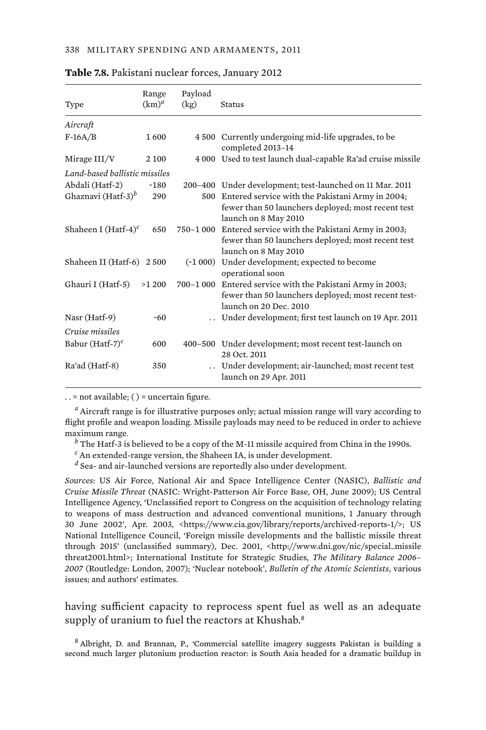**Table 7.8.** Pakistani nuclear forces, January 2012

| Type | Range (km)[a] | Payload (kg) | Status |
|---|---|---|---|
| *Aircraft* | | | |
| F-16A/B | 1 600 | 4 500 | Currently undergoing mid-life upgrades, to be completed 2013–14 |
| Mirage III/V | 2 100 | 4 000 | Used to test launch dual-capable Ra'ad cruise missile |
| *Land-based ballistic missiles* | | | |
| Abdali (Hatf-2) | ~180 | 200–400 | Under development; test-launched on 11 Mar. 2011 |
| Ghaznavi (Hatf-3)[b] | 290 | 500 | Entered service with the Pakistani Army in 2004; fewer than 50 launchers deployed; most recent test launch on 8 May 2010 |
| Shaheen I (Hatf-4)[c] | 650 | 750–1 000 | Entered service with the Pakistani Army in 2003; fewer than 50 launchers deployed; most recent test launch on 8 May 2010 |
| Shaheen II (Hatf-6) | 2 500 | (~1 000) | Under development; expected to become operational soon |
| Ghauri I (Hatf-5) | >1 200 | 700–1 000 | Entered service with the Pakistani Army in 2003; fewer than 50 launchers deployed; most recent test-launch on 20 Dec. 2010 |
| Nasr (Hatf-9) | ~60 | . . | Under development; first test launch on 19 Apr. 2011 |
| *Cruise missiles* | | | |
| Babur (Hatf-7)[c] | 600 | 400–500 | Under development; most recent test-launch on 28 Oct. 2011 |
| Ra'ad (Hatf-8) | 350 | . . | Under development; air-launched; most recent test launch on 29 Apr. 2011 |

. . = not available; ( ) = uncertain figure.

[a] Aircraft range is for illustrative purposes only; actual mission range will vary according to flight profile and weapon loading. Missile payloads may need to be reduced in order to achieve maximum range.

[b] The Hatf-3 is believed to be a copy of the M-11 missile acquired from China in the 1990s.

[c] An extended-range version, the Shaheen IA, is under development.

[d] Sea- and air-launched versions are reportedly also under development.

*Sources*: US Air Force, National Air and Space Intelligence Center (NASIC), *Ballistic and Cruise Missile Threat* (NASIC: Wright-Patterson Air Force Base, OH, June 2009); US Central Intelligence Agency, 'Unclassified report to Congress on the acquisition of technology relating to weapons of mass destruction and advanced conventional munitions, 1 January through 30 June 2002', Apr. 2003, <https://www.cia.gov/library/reports/archived-reports-1/>; US National Intelligence Council, 'Foreign missile developments and the ballistic missile threat through 2015' (unclassified summary), Dec. 2001, <http://www.dni.gov/nic/special_missilethreat2001.html>; International Institute for Strategic Studies, *The Military Balance 2006–2007* (Routledge: London, 2007); 'Nuclear notebook', *Bulletin of the Atomic Scientists*, various issues; and authors' estimates.

having sufficient capacity to reprocess spent fuel as well as an adequate supply of uranium to fuel the reactors at Khushab.[8]

[8] Albright, D. and Brannan, P., 'Commercial satellite imagery suggests Pakistan is building a second much larger plutonium production reactor: is South Asia headed for a dramatic buildup in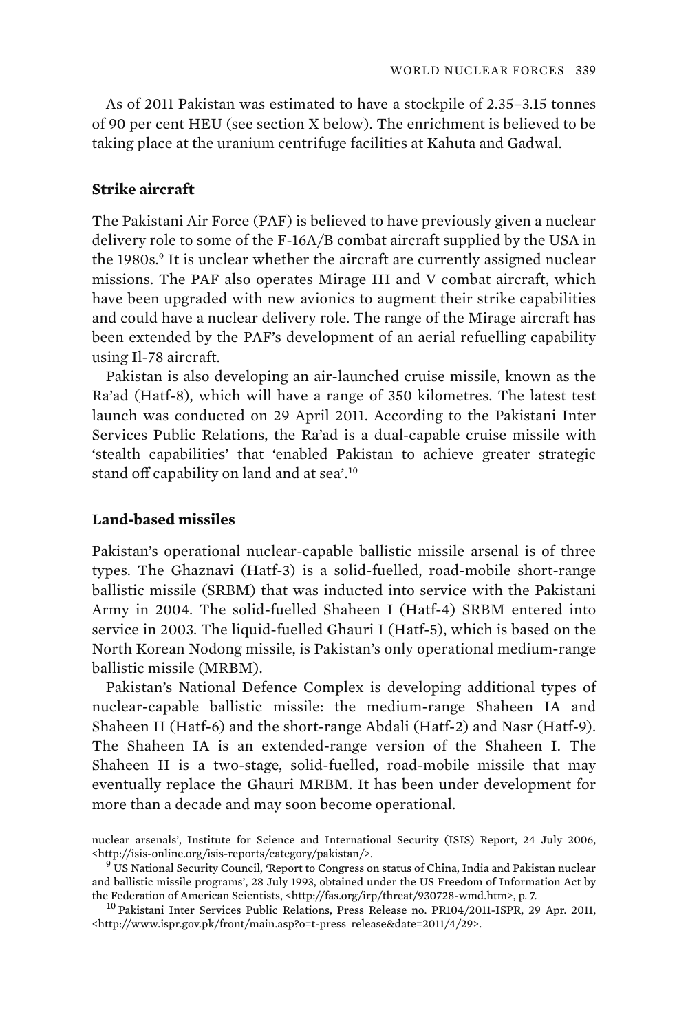As of 2011 Pakistan was estimated to have a stockpile of 2.35–3.15 tonnes of 90 per cent HEU (see section X below). The enrichment is believed to be taking place at the uranium centrifuge facilities at Kahuta and Gadwal.

### Strike aircraft

The Pakistani Air Force (PAF) is believed to have previously given a nuclear delivery role to some of the F-16A/B combat aircraft supplied by the USA in the 1980s.[9] It is unclear whether the aircraft are currently assigned nuclear missions. The PAF also operates Mirage III and V combat aircraft, which have been upgraded with new avionics to augment their strike capabilities and could have a nuclear delivery role. The range of the Mirage aircraft has been extended by the PAF's development of an aerial refuelling capability using Il-78 aircraft.

Pakistan is also developing an air-launched cruise missile, known as the Ra'ad (Hatf-8), which will have a range of 350 kilometres. The latest test launch was conducted on 29 April 2011. According to the Pakistani Inter Services Public Relations, the Ra'ad is a dual-capable cruise missile with 'stealth capabilities' that 'enabled Pakistan to achieve greater strategic stand off capability on land and at sea'.[10]

### Land-based missiles

Pakistan's operational nuclear-capable ballistic missile arsenal is of three types. The Ghaznavi (Hatf-3) is a solid-fuelled, road-mobile short-range ballistic missile (SRBM) that was inducted into service with the Pakistani Army in 2004. The solid-fuelled Shaheen I (Hatf-4) SRBM entered into service in 2003. The liquid-fuelled Ghauri I (Hatf-5), which is based on the North Korean Nodong missile, is Pakistan's only operational medium-range ballistic missile (MRBM).

Pakistan's National Defence Complex is developing additional types of nuclear-capable ballistic missile: the medium-range Shaheen IA and Shaheen II (Hatf-6) and the short-range Abdali (Hatf-2) and Nasr (Hatf-9). The Shaheen IA is an extended-range version of the Shaheen I. The Shaheen II is a two-stage, solid-fuelled, road-mobile missile that may eventually replace the Ghauri MRBM. It has been under development for more than a decade and may soon become operational.

nuclear arsenals', Institute for Science and International Security (ISIS) Report, 24 July 2006, <http://isis-online.org/isis-reports/category/pakistan/>.

[9] US National Security Council, 'Report to Congress on status of China, India and Pakistan nuclear and ballistic missile programs', 28 July 1993, obtained under the US Freedom of Information Act by the Federation of American Scientists, <http://fas.org/irp/threat/930728-wmd.htm>, p. 7.

[10] Pakistani Inter Services Public Relations, Press Release no. PR104/2011-ISPR, 29 Apr. 2011, <http://www.ispr.gov.pk/front/main.asp?o=t-press_release&date=2011/4/29>.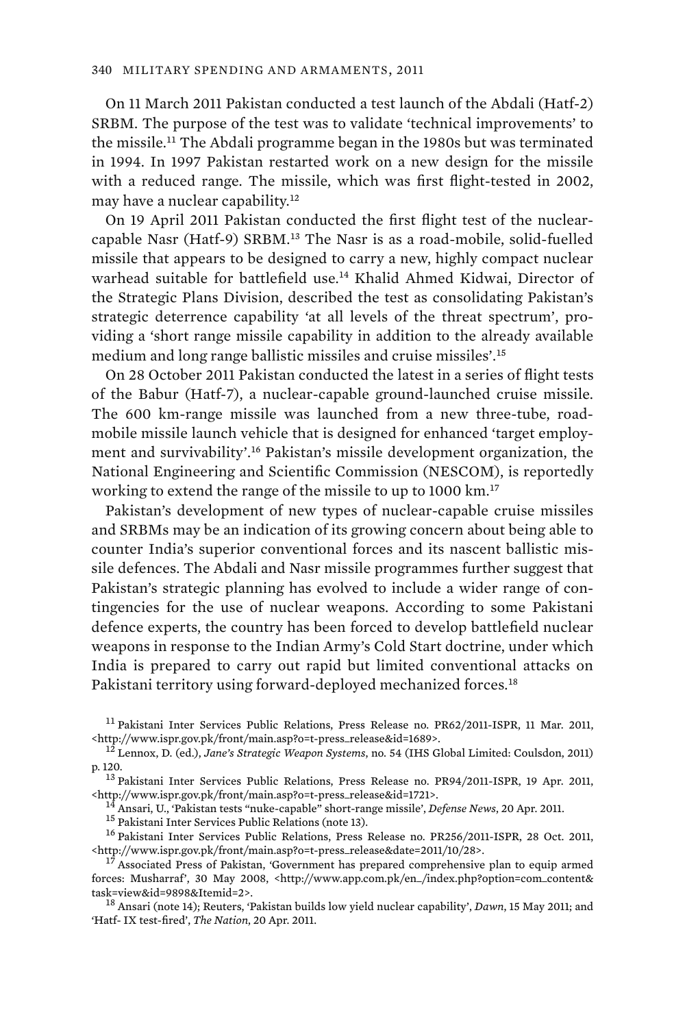On 11 March 2011 Pakistan conducted a test launch of the Abdali (Hatf-2) SRBM. The purpose of the test was to validate 'technical improvements' to the missile.[11] The Abdali programme began in the 1980s but was terminated in 1994. In 1997 Pakistan restarted work on a new design for the missile with a reduced range. The missile, which was first flight-tested in 2002, may have a nuclear capability.[12]

On 19 April 2011 Pakistan conducted the first flight test of the nuclear-capable Nasr (Hatf-9) SRBM.[13] The Nasr is as a road-mobile, solid-fuelled missile that appears to be designed to carry a new, highly compact nuclear warhead suitable for battlefield use.[14] Khalid Ahmed Kidwai, Director of the Strategic Plans Division, described the test as consolidating Pakistan's strategic deterrence capability 'at all levels of the threat spectrum', providing a 'short range missile capability in addition to the already available medium and long range ballistic missiles and cruise missiles'.[15]

On 28 October 2011 Pakistan conducted the latest in a series of flight tests of the Babur (Hatf-7), a nuclear-capable ground-launched cruise missile. The 600 km-range missile was launched from a new three-tube, road-mobile missile launch vehicle that is designed for enhanced 'target employment and survivability'.[16] Pakistan's missile development organization, the National Engineering and Scientific Commission (NESCOM), is reportedly working to extend the range of the missile to up to 1000 km.[17]

Pakistan's development of new types of nuclear-capable cruise missiles and SRBMs may be an indication of its growing concern about being able to counter India's superior conventional forces and its nascent ballistic missile defences. The Abdali and Nasr missile programmes further suggest that Pakistan's strategic planning has evolved to include a wider range of contingencies for the use of nuclear weapons. According to some Pakistani defence experts, the country has been forced to develop battlefield nuclear weapons in response to the Indian Army's Cold Start doctrine, under which India is prepared to carry out rapid but limited conventional attacks on Pakistani territory using forward-deployed mechanized forces.[18]

[11] Pakistani Inter Services Public Relations, Press Release no. PR62/2011-ISPR, 11 Mar. 2011, <http://www.ispr.gov.pk/front/main.asp?o=t-press_release&id=1689>.

[12] Lennox, D. (ed.), *Jane's Strategic Weapon Systems*, no. 54 (IHS Global Limited: Coulsdon, 2011) p. 120.

[13] Pakistani Inter Services Public Relations, Press Release no. PR94/2011-ISPR, 19 Apr. 2011, <http://www.ispr.gov.pk/front/main.asp?o=t-press_release&id=1721>.

[14] Ansari, U., 'Pakistan tests "nuke-capable" short-range missile', *Defense News*, 20 Apr. 2011.

[15] Pakistani Inter Services Public Relations (note 13).

[16] Pakistani Inter Services Public Relations, Press Release no. PR256/2011-ISPR, 28 Oct. 2011, <http://www.ispr.gov.pk/front/main.asp?o=t-press_release&date=2011/10/28>.

[17] Associated Press of Pakistan, 'Government has prepared comprehensive plan to equip armed forces: Musharraf', 30 May 2008, <http://www.app.com.pk/en_/index.php?option=com_content&task=view&id=9898&Itemid=2>.

[18] Ansari (note 14); Reuters, 'Pakistan builds low yield nuclear capability', *Dawn*, 15 May 2011; and 'Hatf- IX test-fired', *The Nation*, 20 Apr. 2011.